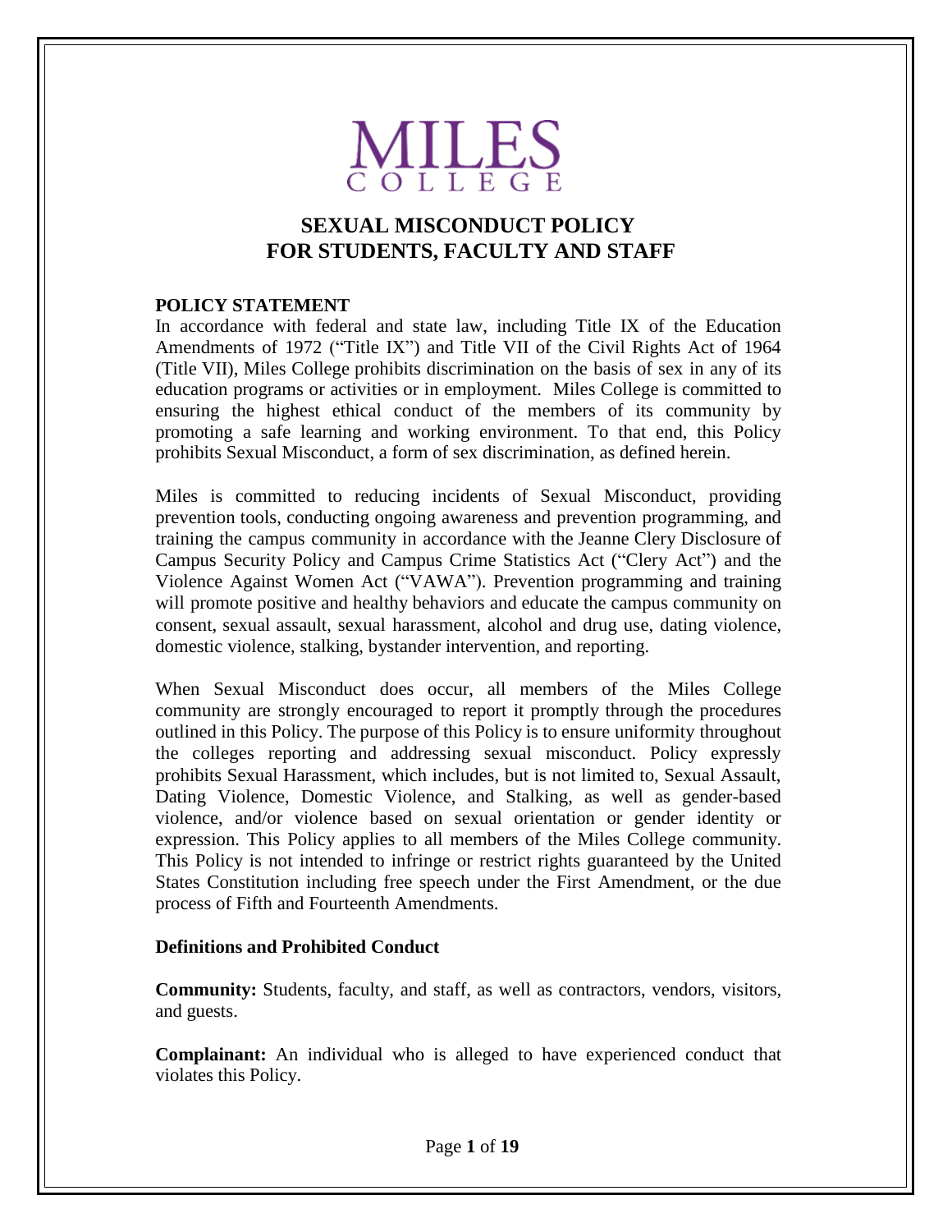# MILES COLLEGE

## SEXUAL MISCONDUCT POLICY FOR STUDENTS, FACULTY AND STAFF

### POLICY STATEMENT

In accordance with federal and state law, including Title IX of the Education Amendments of 1972 ("Title IX") and Title VII of the Civil Rights Act of 1964 (Title VII), Miles College prohibits discrimination on the basis of sex in any of its education programs or activities or in employment. Miles College is committed to ensuring the highest ethical conduct of the members of its community by promoting a safe learning and working environment. To that end, this Policy prohibits Sexual Misconduct, a form of sex discrimination, as defined herein.

Miles is committed to reducing incidents of Sexual Misconduct, providing prevention tools, conducting ongoing awareness and prevention programming, and training the campus community in accordance with the Jeanne Clery Disclosure of Campus Security Policy and Campus Crime Statistics Act ("Clery Act") and the Violence Against Women Act ("VAWA"). Prevention programming and training will promote positive and healthy behaviors and educate the campus community on consent, sexual assault, sexual harassment, alcohol and drug use, dating violence, domestic violence, stalking, bystander intervention, and reporting.

When Sexual Misconduct does occur, all members of the Miles College community are strongly encouraged to report it promptly through the procedures outlined in this Policy. The purpose of this Policy is to ensure uniformity throughout the colleges reporting and addressing sexual misconduct. Policy expressly prohibits Sexual Harassment, which includes, but is not limited to, Sexual Assault, Dating Violence, Domestic Violence, and Stalking, as well as gender-based violence, and/or violence based on sexual orientation or gender identity or expression. This Policy applies to all members of the Miles College community. This Policy is not intended to infringe or restrict rights guaranteed by the United States Constitution including free speech under the First Amendment, or the due process of Fifth and Fourteenth Amendments.

### Definitions and Prohibited Conduct

**Community:** Students, faculty, and staff, as well as contractors, vendors, visitors, and guests.

**Complainant:** An individual who is alleged to have experienced conduct that violates this Policy.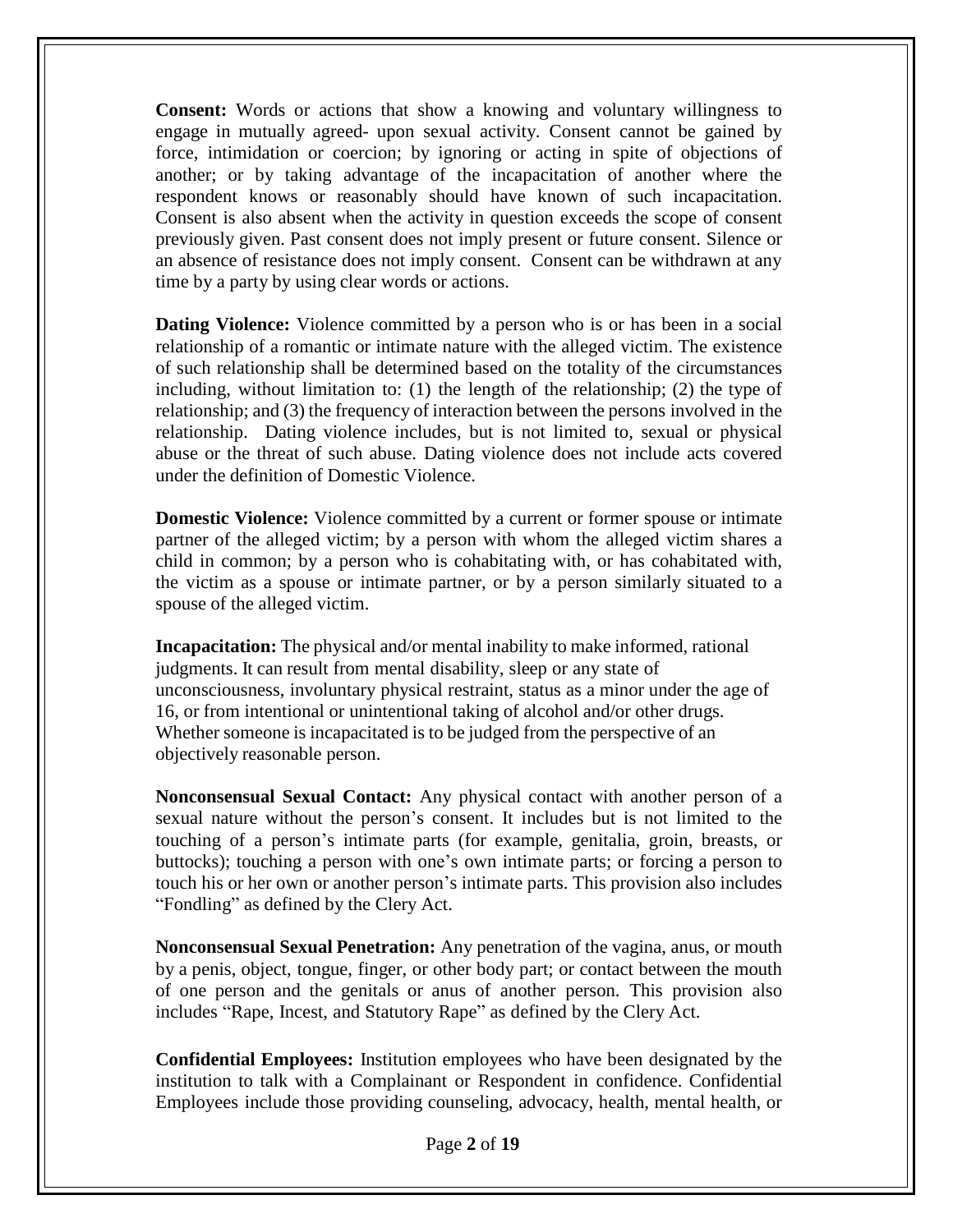**Consent:** Words or actions that show a knowing and voluntary willingness to engage in mutually agreed- upon sexual activity. Consent cannot be gained by force, intimidation or coercion; by ignoring or acting in spite of objections of another; or by taking advantage of the incapacitation of another where the respondent knows or reasonably should have known of such incapacitation. Consent is also absent when the activity in question exceeds the scope of consent previously given. Past consent does not imply present or future consent. Silence or an absence of resistance does not imply consent. Consent can be withdrawn at any time by a party by using clear words or actions.

**Dating Violence:** Violence committed by a person who is or has been in a social relationship of a romantic or intimate nature with the alleged victim. The existence of such relationship shall be determined based on the totality of the circumstances including, without limitation to: (1) the length of the relationship; (2) the type of relationship; and (3) the frequency of interaction between the persons involved in the relationship. Dating violence includes, but is not limited to, sexual or physical abuse or the threat of such abuse. Dating violence does not include acts covered under the definition of Domestic Violence.

**Domestic Violence:** Violence committed by a current or former spouse or intimate partner of the alleged victim; by a person with whom the alleged victim shares a child in common; by a person who is cohabitating with, or has cohabitated with, the victim as a spouse or intimate partner, or by a person similarly situated to a spouse of the alleged victim.

**Incapacitation:** The physical and/or mental inability to make informed, rational judgments. It can result from mental disability, sleep or any state of unconsciousness, involuntary physical restraint, status as a minor under the age of 16, or from intentional or unintentional taking of alcohol and/or other drugs. Whether someone is incapacitated is to be judged from the perspective of an objectively reasonable person.

**Nonconsensual Sexual Contact:** Any physical contact with another person of a sexual nature without the person's consent. It includes but is not limited to the touching of a person's intimate parts (for example, genitalia, groin, breasts, or buttocks); touching a person with one's own intimate parts; or forcing a person to touch his or her own or another person's intimate parts. This provision also includes "Fondling" as defined by the Clery Act.

**Nonconsensual Sexual Penetration:** Any penetration of the vagina, anus, or mouth by a penis, object, tongue, finger, or other body part; or contact between the mouth of one person and the genitals or anus of another person. This provision also includes "Rape, Incest, and Statutory Rape" as defined by the Clery Act.

**Confidential Employees:** Institution employees who have been designated by the institution to talk with a Complainant or Respondent in confidence. Confidential Employees include those providing counseling, advocacy, health, mental health, or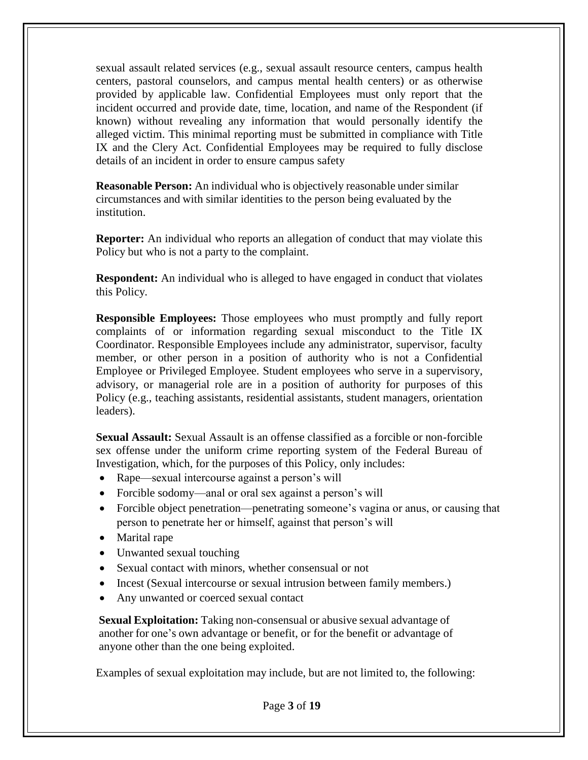sexual assault related services (e.g., sexual assault resource centers, campus health centers, pastoral counselors, and campus mental health centers) or as otherwise provided by applicable law. Confidential Employees must only report that the incident occurred and provide date, time, location, and name of the Respondent (if known) without revealing any information that would personally identify the alleged victim. This minimal reporting must be submitted in compliance with Title IX and the Clery Act. Confidential Employees may be required to fully disclose details of an incident in order to ensure campus safety

**Reasonable Person:** An individual who is objectively reasonable under similar circumstances and with similar identities to the person being evaluated by the institution.

**Reporter:** An individual who reports an allegation of conduct that may violate this Policy but who is not a party to the complaint.

**Respondent:** An individual who is alleged to have engaged in conduct that violates this Policy.

**Responsible Employees:** Those employees who must promptly and fully report complaints of or information regarding sexual misconduct to the Title IX Coordinator. Responsible Employees include any administrator, supervisor, faculty member, or other person in a position of authority who is not a Confidential Employee or Privileged Employee. Student employees who serve in a supervisory, advisory, or managerial role are in a position of authority for purposes of this Policy (e.g., teaching assistants, residential assistants, student managers, orientation leaders).

**Sexual Assault:** Sexual Assault is an offense classified as a forcible or non-forcible sex offense under the uniform crime reporting system of the Federal Bureau of Investigation, which, for the purposes of this Policy, only includes:

- Rape—sexual intercourse against a person's will
- Forcible sodomy—anal or oral sex against a person's will
- Forcible object penetration—penetrating someone's vagina or anus, or causing that person to penetrate her or himself, against that person's will
- Marital rape
- Unwanted sexual touching
- Sexual contact with minors, whether consensual or not
- Incest (Sexual intercourse or sexual intrusion between family members.)
- Any unwanted or coerced sexual contact

**Sexual Exploitation:** Taking non-consensual or abusive sexual advantage of another for one's own advantage or benefit, or for the benefit or advantage of anyone other than the one being exploited.

Examples of sexual exploitation may include, but are not limited to, the following: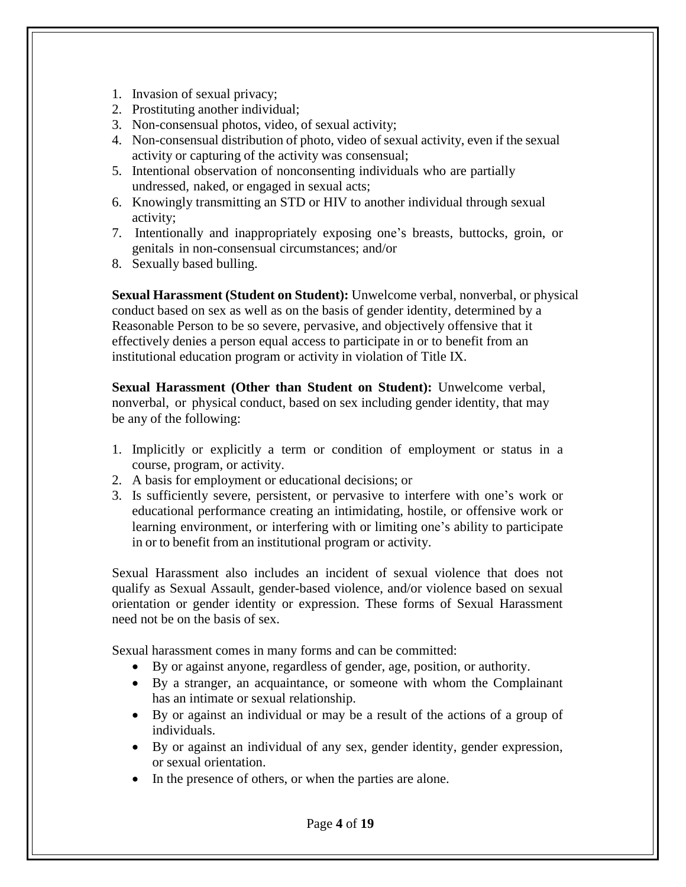1. Invasion of sexual privacy;
2. Prostituting another individual;
3. Non-consensual photos, video, of sexual activity;
4. Non-consensual distribution of photo, video of sexual activity, even if the sexual activity or capturing of the activity was consensual;
5. Intentional observation of nonconsenting individuals who are partially undressed, naked, or engaged in sexual acts;
6. Knowingly transmitting an STD or HIV to another individual through sexual activity;
7. Intentionally and inappropriately exposing one's breasts, buttocks, groin, or genitals in non-consensual circumstances; and/or
8. Sexually based bulling.

**Sexual Harassment (Student on Student):** Unwelcome verbal, nonverbal, or physical conduct based on sex as well as on the basis of gender identity, determined by a Reasonable Person to be so severe, pervasive, and objectively offensive that it effectively denies a person equal access to participate in or to benefit from an institutional education program or activity in violation of Title IX.

**Sexual Harassment (Other than Student on Student):** Unwelcome verbal, nonverbal, or physical conduct, based on sex including gender identity, that may be any of the following:

1. Implicitly or explicitly a term or condition of employment or status in a course, program, or activity.
2. A basis for employment or educational decisions; or
3. Is sufficiently severe, persistent, or pervasive to interfere with one's work or educational performance creating an intimidating, hostile, or offensive work or learning environment, or interfering with or limiting one's ability to participate in or to benefit from an institutional program or activity.

Sexual Harassment also includes an incident of sexual violence that does not qualify as Sexual Assault, gender-based violence, and/or violence based on sexual orientation or gender identity or expression. These forms of Sexual Harassment need not be on the basis of sex.

Sexual harassment comes in many forms and can be committed:

- By or against anyone, regardless of gender, age, position, or authority.
- By a stranger, an acquaintance, or someone with whom the Complainant has an intimate or sexual relationship.
- By or against an individual or may be a result of the actions of a group of individuals.
- By or against an individual of any sex, gender identity, gender expression, or sexual orientation.
- In the presence of others, or when the parties are alone.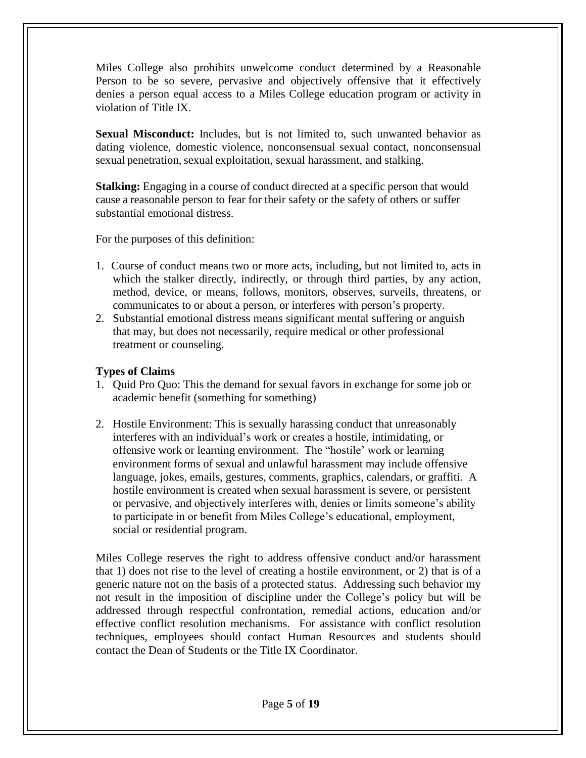Miles College also prohibits unwelcome conduct determined by a Reasonable Person to be so severe, pervasive and objectively offensive that it effectively denies a person equal access to a Miles College education program or activity in violation of Title IX.

**Sexual Misconduct:** Includes, but is not limited to, such unwanted behavior as dating violence, domestic violence, nonconsensual sexual contact, nonconsensual sexual penetration, sexual exploitation, sexual harassment, and stalking.

**Stalking:** Engaging in a course of conduct directed at a specific person that would cause a reasonable person to fear for their safety or the safety of others or suffer substantial emotional distress.

For the purposes of this definition:

1. Course of conduct means two or more acts, including, but not limited to, acts in which the stalker directly, indirectly, or through third parties, by any action, method, device, or means, follows, monitors, observes, surveils, threatens, or communicates to or about a person, or interferes with person's property.
2. Substantial emotional distress means significant mental suffering or anguish that may, but does not necessarily, require medical or other professional treatment or counseling.

**Types of Claims**

1. Quid Pro Quo: This the demand for sexual favors in exchange for some job or academic benefit (something for something)

2. Hostile Environment: This is sexually harassing conduct that unreasonably interferes with an individual's work or creates a hostile, intimidating, or offensive work or learning environment. The "hostile' work or learning environment forms of sexual and unlawful harassment may include offensive language, jokes, emails, gestures, comments, graphics, calendars, or graffiti. A hostile environment is created when sexual harassment is severe, or persistent or pervasive, and objectively interferes with, denies or limits someone's ability to participate in or benefit from Miles College's educational, employment, social or residential program.

Miles College reserves the right to address offensive conduct and/or harassment that 1) does not rise to the level of creating a hostile environment, or 2) that is of a generic nature not on the basis of a protected status. Addressing such behavior my not result in the imposition of discipline under the College's policy but will be addressed through respectful confrontation, remedial actions, education and/or effective conflict resolution mechanisms. For assistance with conflict resolution techniques, employees should contact Human Resources and students should contact the Dean of Students or the Title IX Coordinator.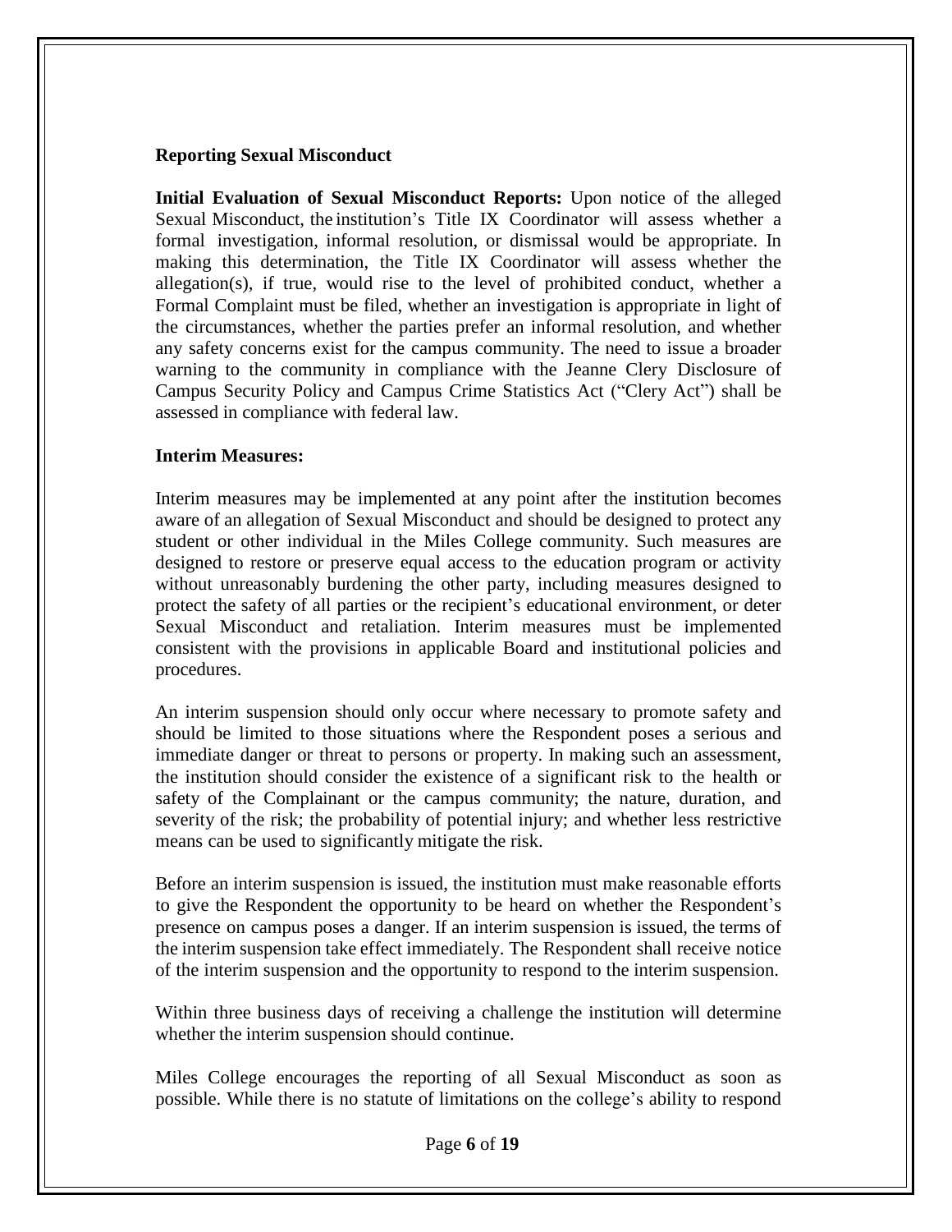## Reporting Sexual Misconduct

**Initial Evaluation of Sexual Misconduct Reports:** Upon notice of the alleged Sexual Misconduct, the institution's Title IX Coordinator will assess whether a formal investigation, informal resolution, or dismissal would be appropriate. In making this determination, the Title IX Coordinator will assess whether the allegation(s), if true, would rise to the level of prohibited conduct, whether a Formal Complaint must be filed, whether an investigation is appropriate in light of the circumstances, whether the parties prefer an informal resolution, and whether any safety concerns exist for the campus community. The need to issue a broader warning to the community in compliance with the Jeanne Clery Disclosure of Campus Security Policy and Campus Crime Statistics Act ("Clery Act") shall be assessed in compliance with federal law.

**Interim Measures:**

Interim measures may be implemented at any point after the institution becomes aware of an allegation of Sexual Misconduct and should be designed to protect any student or other individual in the Miles College community. Such measures are designed to restore or preserve equal access to the education program or activity without unreasonably burdening the other party, including measures designed to protect the safety of all parties or the recipient's educational environment, or deter Sexual Misconduct and retaliation. Interim measures must be implemented consistent with the provisions in applicable Board and institutional policies and procedures.

An interim suspension should only occur where necessary to promote safety and should be limited to those situations where the Respondent poses a serious and immediate danger or threat to persons or property. In making such an assessment, the institution should consider the existence of a significant risk to the health or safety of the Complainant or the campus community; the nature, duration, and severity of the risk; the probability of potential injury; and whether less restrictive means can be used to significantly mitigate the risk.

Before an interim suspension is issued, the institution must make reasonable efforts to give the Respondent the opportunity to be heard on whether the Respondent's presence on campus poses a danger. If an interim suspension is issued, the terms of the interim suspension take effect immediately. The Respondent shall receive notice of the interim suspension and the opportunity to respond to the interim suspension.

Within three business days of receiving a challenge the institution will determine whether the interim suspension should continue.

Miles College encourages the reporting of all Sexual Misconduct as soon as possible. While there is no statute of limitations on the college's ability to respond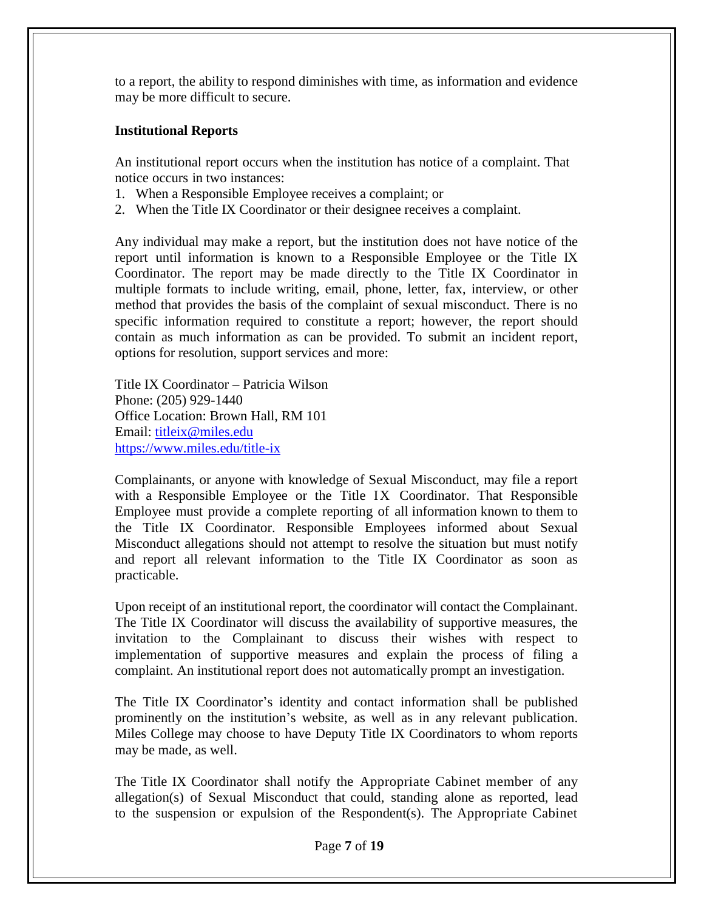to a report, the ability to respond diminishes with time, as information and evidence may be more difficult to secure.

**Institutional Reports**

An institutional report occurs when the institution has notice of a complaint. That notice occurs in two instances:

1. When a Responsible Employee receives a complaint; or
2. When the Title IX Coordinator or their designee receives a complaint.

Any individual may make a report, but the institution does not have notice of the report until information is known to a Responsible Employee or the Title IX Coordinator. The report may be made directly to the Title IX Coordinator in multiple formats to include writing, email, phone, letter, fax, interview, or other method that provides the basis of the complaint of sexual misconduct. There is no specific information required to constitute a report; however, the report should contain as much information as can be provided. To submit an incident report, options for resolution, support services and more:

Title IX Coordinator – Patricia Wilson
Phone: (205) 929-1440
Office Location: Brown Hall, RM 101
Email: [titleix@miles.edu](mailto:titleix@miles.edu)
[https://www.miles.edu/title-ix](https://www.miles.edu/title-ix)

Complainants, or anyone with knowledge of Sexual Misconduct, may file a report with a Responsible Employee or the Title IX Coordinator. That Responsible Employee must provide a complete reporting of all information known to them to the Title IX Coordinator. Responsible Employees informed about Sexual Misconduct allegations should not attempt to resolve the situation but must notify and report all relevant information to the Title IX Coordinator as soon as practicable.

Upon receipt of an institutional report, the coordinator will contact the Complainant. The Title IX Coordinator will discuss the availability of supportive measures, the invitation to the Complainant to discuss their wishes with respect to implementation of supportive measures and explain the process of filing a complaint. An institutional report does not automatically prompt an investigation.

The Title IX Coordinator's identity and contact information shall be published prominently on the institution's website, as well as in any relevant publication. Miles College may choose to have Deputy Title IX Coordinators to whom reports may be made, as well.

The Title IX Coordinator shall notify the Appropriate Cabinet member of any allegation(s) of Sexual Misconduct that could, standing alone as reported, lead to the suspension or expulsion of the Respondent(s). The Appropriate Cabinet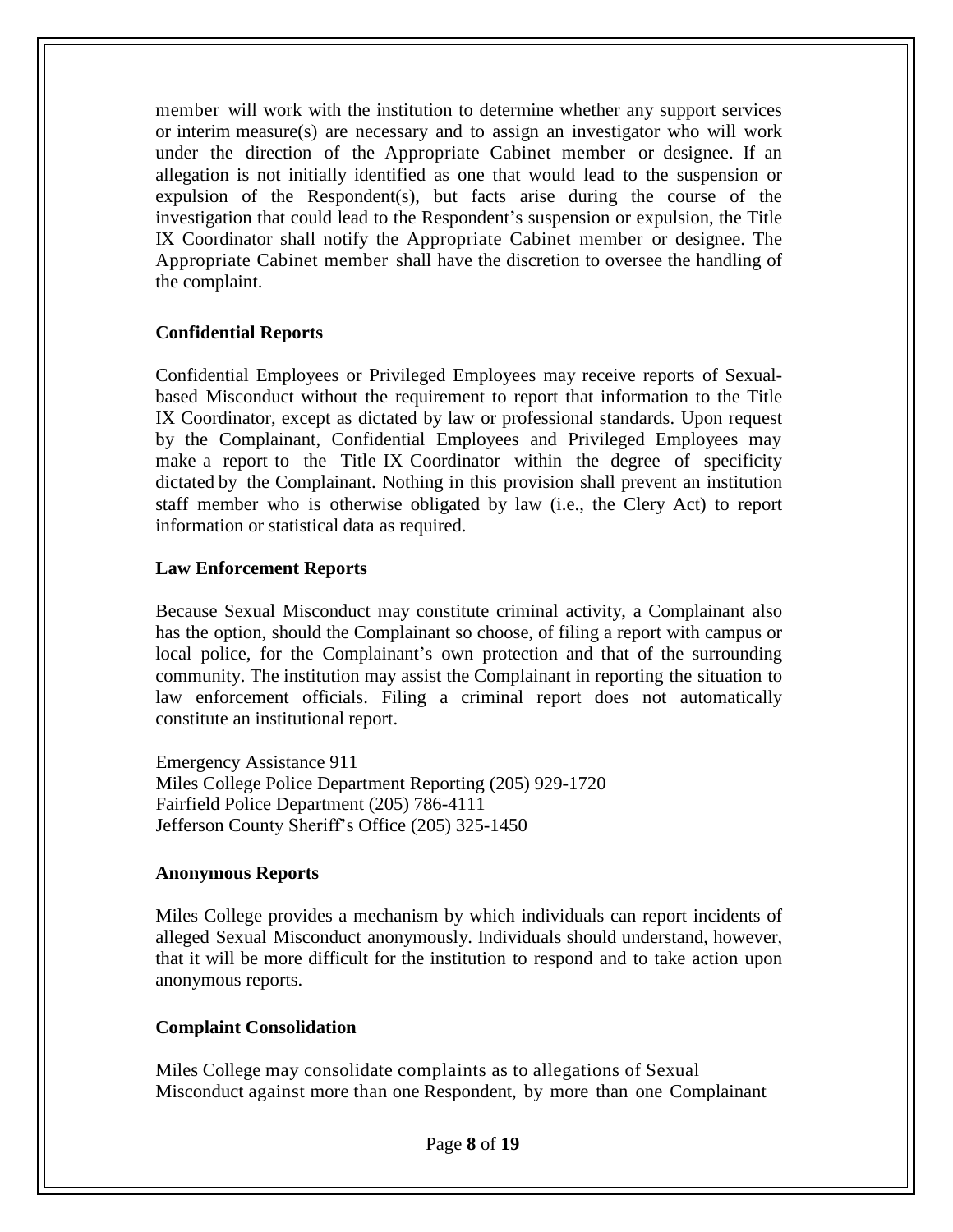member will work with the institution to determine whether any support services or interim measure(s) are necessary and to assign an investigator who will work under the direction of the Appropriate Cabinet member or designee. If an allegation is not initially identified as one that would lead to the suspension or expulsion of the Respondent(s), but facts arise during the course of the investigation that could lead to the Respondent's suspension or expulsion, the Title IX Coordinator shall notify the Appropriate Cabinet member or designee. The Appropriate Cabinet member shall have the discretion to oversee the handling of the complaint.

**Confidential Reports**

Confidential Employees or Privileged Employees may receive reports of Sexual-based Misconduct without the requirement to report that information to the Title IX Coordinator, except as dictated by law or professional standards. Upon request by the Complainant, Confidential Employees and Privileged Employees may make a report to the Title IX Coordinator within the degree of specificity dictated by the Complainant. Nothing in this provision shall prevent an institution staff member who is otherwise obligated by law (i.e., the Clery Act) to report information or statistical data as required.

**Law Enforcement Reports**

Because Sexual Misconduct may constitute criminal activity, a Complainant also has the option, should the Complainant so choose, of filing a report with campus or local police, for the Complainant's own protection and that of the surrounding community. The institution may assist the Complainant in reporting the situation to law enforcement officials. Filing a criminal report does not automatically constitute an institutional report.

Emergency Assistance 911
Miles College Police Department Reporting (205) 929-1720
Fairfield Police Department (205) 786-4111
Jefferson County Sheriff's Office (205) 325-1450

**Anonymous Reports**

Miles College provides a mechanism by which individuals can report incidents of alleged Sexual Misconduct anonymously. Individuals should understand, however, that it will be more difficult for the institution to respond and to take action upon anonymous reports.

**Complaint Consolidation**

Miles College may consolidate complaints as to allegations of Sexual Misconduct against more than one Respondent, by more than one Complainant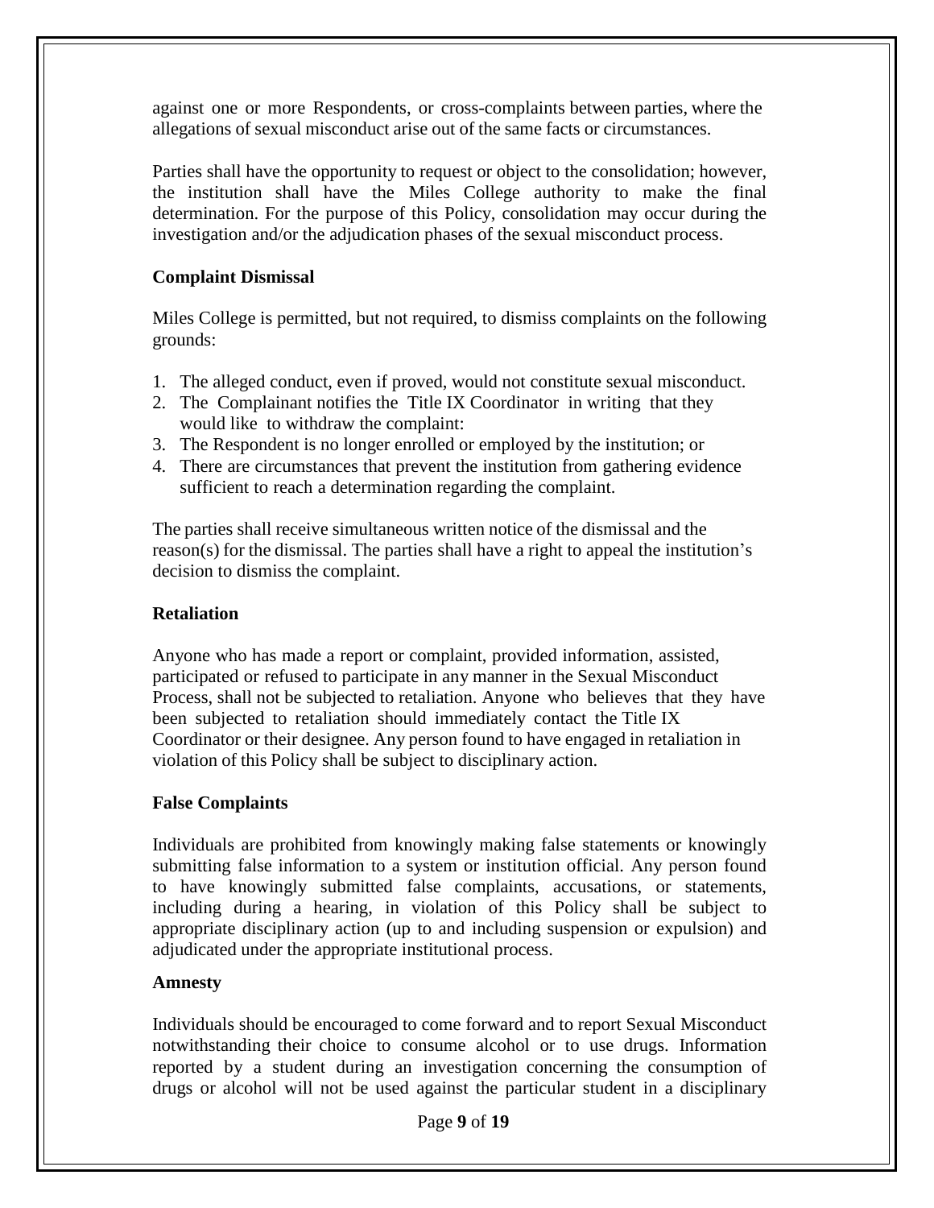against one or more Respondents, or cross-complaints between parties, where the allegations of sexual misconduct arise out of the same facts or circumstances.

Parties shall have the opportunity to request or object to the consolidation; however, the institution shall have the Miles College authority to make the final determination. For the purpose of this Policy, consolidation may occur during the investigation and/or the adjudication phases of the sexual misconduct process.

**Complaint Dismissal**

Miles College is permitted, but not required, to dismiss complaints on the following grounds:

1. The alleged conduct, even if proved, would not constitute sexual misconduct.
2. The Complainant notifies the Title IX Coordinator in writing that they would like to withdraw the complaint:
3. The Respondent is no longer enrolled or employed by the institution; or
4. There are circumstances that prevent the institution from gathering evidence sufficient to reach a determination regarding the complaint.

The parties shall receive simultaneous written notice of the dismissal and the reason(s) for the dismissal. The parties shall have a right to appeal the institution's decision to dismiss the complaint.

**Retaliation**

Anyone who has made a report or complaint, provided information, assisted, participated or refused to participate in any manner in the Sexual Misconduct Process, shall not be subjected to retaliation. Anyone who believes that they have been subjected to retaliation should immediately contact the Title IX Coordinator or their designee. Any person found to have engaged in retaliation in violation of this Policy shall be subject to disciplinary action.

**False Complaints**

Individuals are prohibited from knowingly making false statements or knowingly submitting false information to a system or institution official. Any person found to have knowingly submitted false complaints, accusations, or statements, including during a hearing, in violation of this Policy shall be subject to appropriate disciplinary action (up to and including suspension or expulsion) and adjudicated under the appropriate institutional process.

**Amnesty**

Individuals should be encouraged to come forward and to report Sexual Misconduct notwithstanding their choice to consume alcohol or to use drugs. Information reported by a student during an investigation concerning the consumption of drugs or alcohol will not be used against the particular student in a disciplinary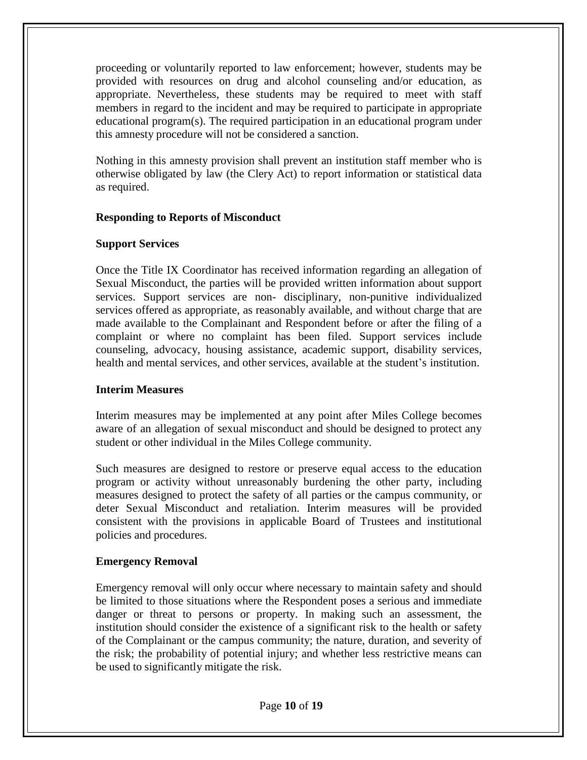proceeding or voluntarily reported to law enforcement; however, students may be provided with resources on drug and alcohol counseling and/or education, as appropriate. Nevertheless, these students may be required to meet with staff members in regard to the incident and may be required to participate in appropriate educational program(s). The required participation in an educational program under this amnesty procedure will not be considered a sanction.

Nothing in this amnesty provision shall prevent an institution staff member who is otherwise obligated by law (the Clery Act) to report information or statistical data as required.

**Responding to Reports of Misconduct**

**Support Services**

Once the Title IX Coordinator has received information regarding an allegation of Sexual Misconduct, the parties will be provided written information about support services. Support services are non- disciplinary, non-punitive individualized services offered as appropriate, as reasonably available, and without charge that are made available to the Complainant and Respondent before or after the filing of a complaint or where no complaint has been filed. Support services include counseling, advocacy, housing assistance, academic support, disability services, health and mental services, and other services, available at the student's institution.

**Interim Measures**

Interim measures may be implemented at any point after Miles College becomes aware of an allegation of sexual misconduct and should be designed to protect any student or other individual in the Miles College community.

Such measures are designed to restore or preserve equal access to the education program or activity without unreasonably burdening the other party, including measures designed to protect the safety of all parties or the campus community, or deter Sexual Misconduct and retaliation. Interim measures will be provided consistent with the provisions in applicable Board of Trustees and institutional policies and procedures.

**Emergency Removal**

Emergency removal will only occur where necessary to maintain safety and should be limited to those situations where the Respondent poses a serious and immediate danger or threat to persons or property. In making such an assessment, the institution should consider the existence of a significant risk to the health or safety of the Complainant or the campus community; the nature, duration, and severity of the risk; the probability of potential injury; and whether less restrictive means can be used to significantly mitigate the risk.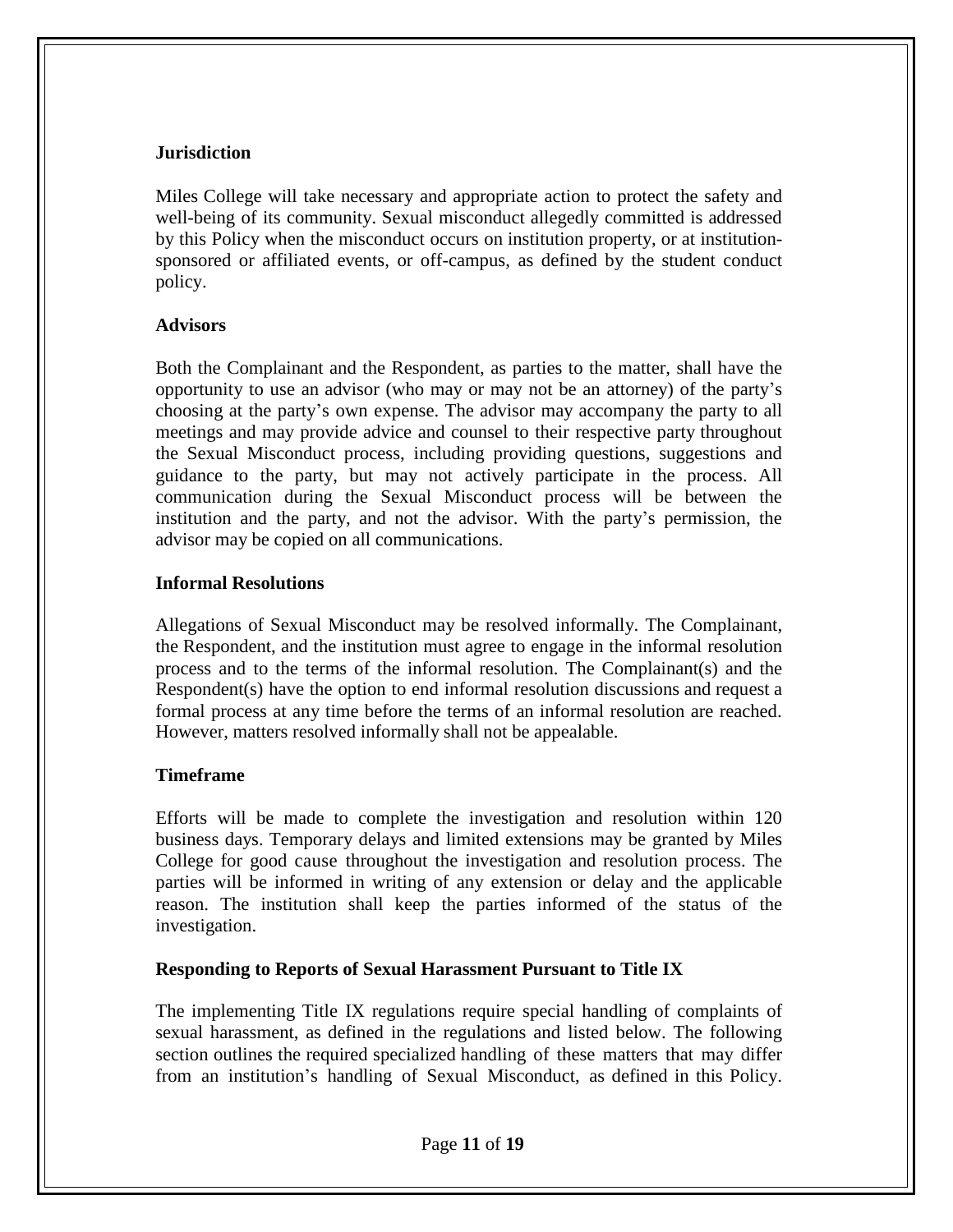**Jurisdiction**

Miles College will take necessary and appropriate action to protect the safety and well-being of its community. Sexual misconduct allegedly committed is addressed by this Policy when the misconduct occurs on institution property, or at institution-sponsored or affiliated events, or off-campus, as defined by the student conduct policy.

**Advisors**

Both the Complainant and the Respondent, as parties to the matter, shall have the opportunity to use an advisor (who may or may not be an attorney) of the party's choosing at the party's own expense. The advisor may accompany the party to all meetings and may provide advice and counsel to their respective party throughout the Sexual Misconduct process, including providing questions, suggestions and guidance to the party, but may not actively participate in the process. All communication during the Sexual Misconduct process will be between the institution and the party, and not the advisor. With the party's permission, the advisor may be copied on all communications.

**Informal Resolutions**

Allegations of Sexual Misconduct may be resolved informally. The Complainant, the Respondent, and the institution must agree to engage in the informal resolution process and to the terms of the informal resolution. The Complainant(s) and the Respondent(s) have the option to end informal resolution discussions and request a formal process at any time before the terms of an informal resolution are reached. However, matters resolved informally shall not be appealable.

**Timeframe**

Efforts will be made to complete the investigation and resolution within 120 business days. Temporary delays and limited extensions may be granted by Miles College for good cause throughout the investigation and resolution process. The parties will be informed in writing of any extension or delay and the applicable reason. The institution shall keep the parties informed of the status of the investigation.

**Responding to Reports of Sexual Harassment Pursuant to Title IX**

The implementing Title IX regulations require special handling of complaints of sexual harassment, as defined in the regulations and listed below. The following section outlines the required specialized handling of these matters that may differ from an institution's handling of Sexual Misconduct, as defined in this Policy.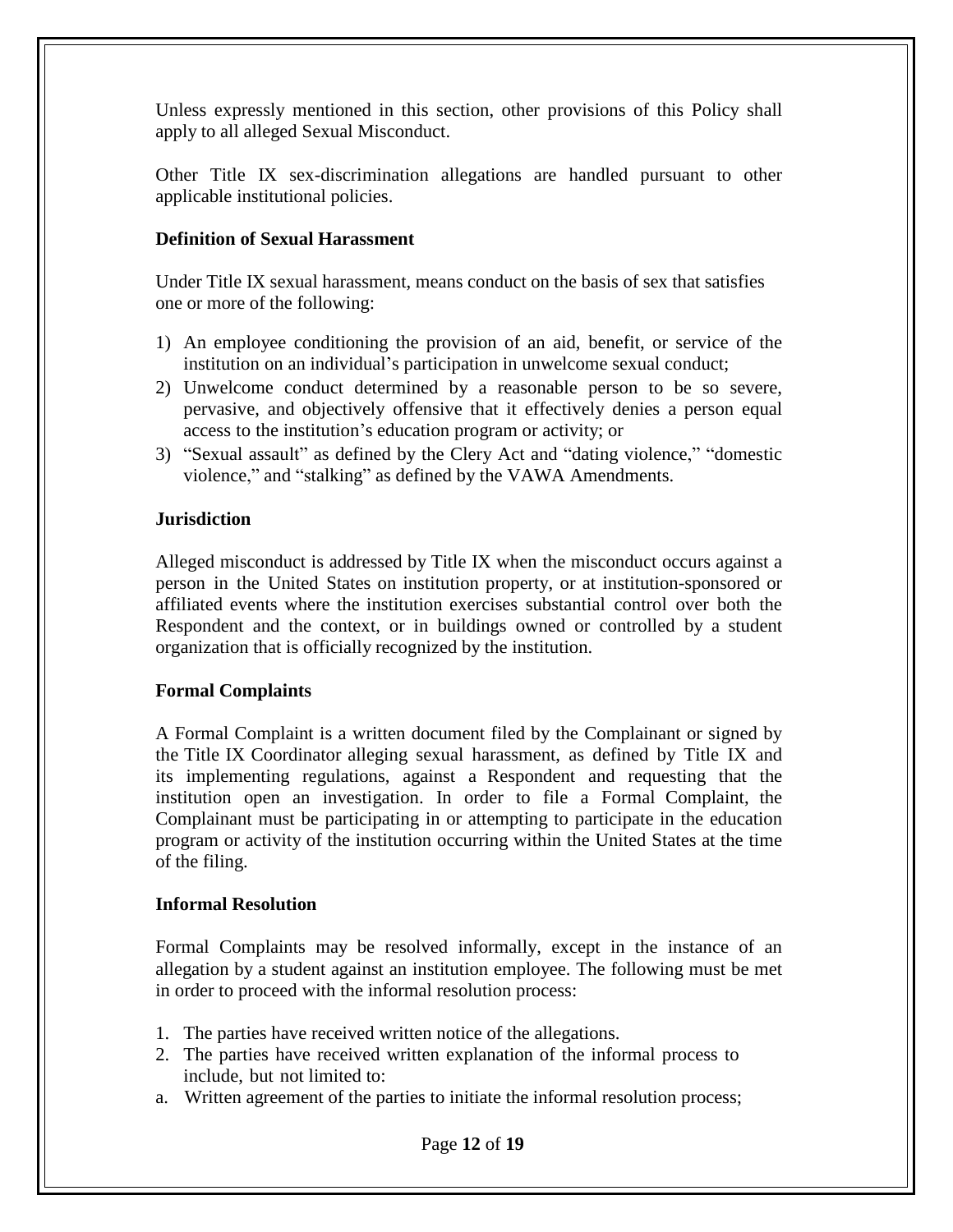Unless expressly mentioned in this section, other provisions of this Policy shall apply to all alleged Sexual Misconduct.

Other Title IX sex-discrimination allegations are handled pursuant to other applicable institutional policies.

**Definition of Sexual Harassment**

Under Title IX sexual harassment, means conduct on the basis of sex that satisfies one or more of the following:

1) An employee conditioning the provision of an aid, benefit, or service of the institution on an individual's participation in unwelcome sexual conduct;
2) Unwelcome conduct determined by a reasonable person to be so severe, pervasive, and objectively offensive that it effectively denies a person equal access to the institution's education program or activity; or
3) "Sexual assault" as defined by the Clery Act and "dating violence," "domestic violence," and "stalking" as defined by the VAWA Amendments.

**Jurisdiction**

Alleged misconduct is addressed by Title IX when the misconduct occurs against a person in the United States on institution property, or at institution-sponsored or affiliated events where the institution exercises substantial control over both the Respondent and the context, or in buildings owned or controlled by a student organization that is officially recognized by the institution.

**Formal Complaints**

A Formal Complaint is a written document filed by the Complainant or signed by the Title IX Coordinator alleging sexual harassment, as defined by Title IX and its implementing regulations, against a Respondent and requesting that the institution open an investigation. In order to file a Formal Complaint, the Complainant must be participating in or attempting to participate in the education program or activity of the institution occurring within the United States at the time of the filing.

**Informal Resolution**

Formal Complaints may be resolved informally, except in the instance of an allegation by a student against an institution employee. The following must be met in order to proceed with the informal resolution process:

1. The parties have received written notice of the allegations.
2. The parties have received written explanation of the informal process to include, but not limited to:

a. Written agreement of the parties to initiate the informal resolution process;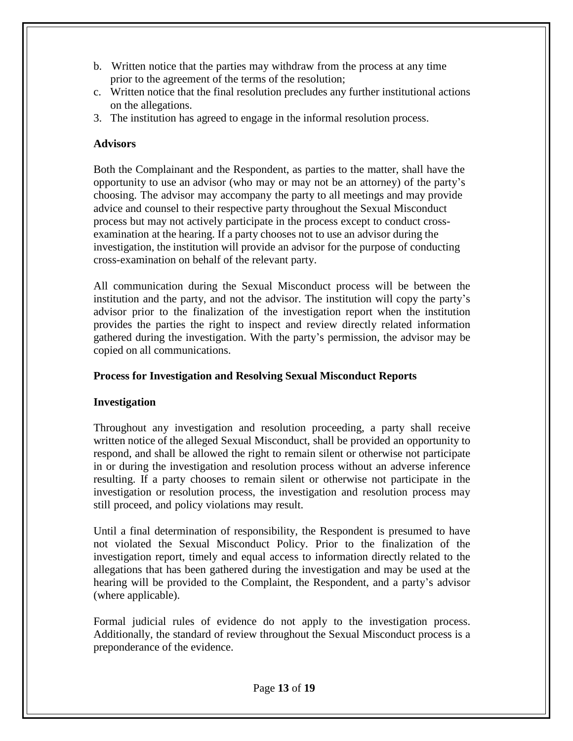b. Written notice that the parties may withdraw from the process at any time prior to the agreement of the terms of the resolution;
c. Written notice that the final resolution precludes any further institutional actions on the allegations.

3. The institution has agreed to engage in the informal resolution process.

**Advisors**

Both the Complainant and the Respondent, as parties to the matter, shall have the opportunity to use an advisor (who may or may not be an attorney) of the party's choosing. The advisor may accompany the party to all meetings and may provide advice and counsel to their respective party throughout the Sexual Misconduct process but may not actively participate in the process except to conduct cross-examination at the hearing. If a party chooses not to use an advisor during the investigation, the institution will provide an advisor for the purpose of conducting cross-examination on behalf of the relevant party.

All communication during the Sexual Misconduct process will be between the institution and the party, and not the advisor. The institution will copy the party's advisor prior to the finalization of the investigation report when the institution provides the parties the right to inspect and review directly related information gathered during the investigation. With the party's permission, the advisor may be copied on all communications.

**Process for Investigation and Resolving Sexual Misconduct Reports**

**Investigation**

Throughout any investigation and resolution proceeding, a party shall receive written notice of the alleged Sexual Misconduct, shall be provided an opportunity to respond, and shall be allowed the right to remain silent or otherwise not participate in or during the investigation and resolution process without an adverse inference resulting. If a party chooses to remain silent or otherwise not participate in the investigation or resolution process, the investigation and resolution process may still proceed, and policy violations may result.

Until a final determination of responsibility, the Respondent is presumed to have not violated the Sexual Misconduct Policy. Prior to the finalization of the investigation report, timely and equal access to information directly related to the allegations that has been gathered during the investigation and may be used at the hearing will be provided to the Complaint, the Respondent, and a party's advisor (where applicable).

Formal judicial rules of evidence do not apply to the investigation process. Additionally, the standard of review throughout the Sexual Misconduct process is a preponderance of the evidence.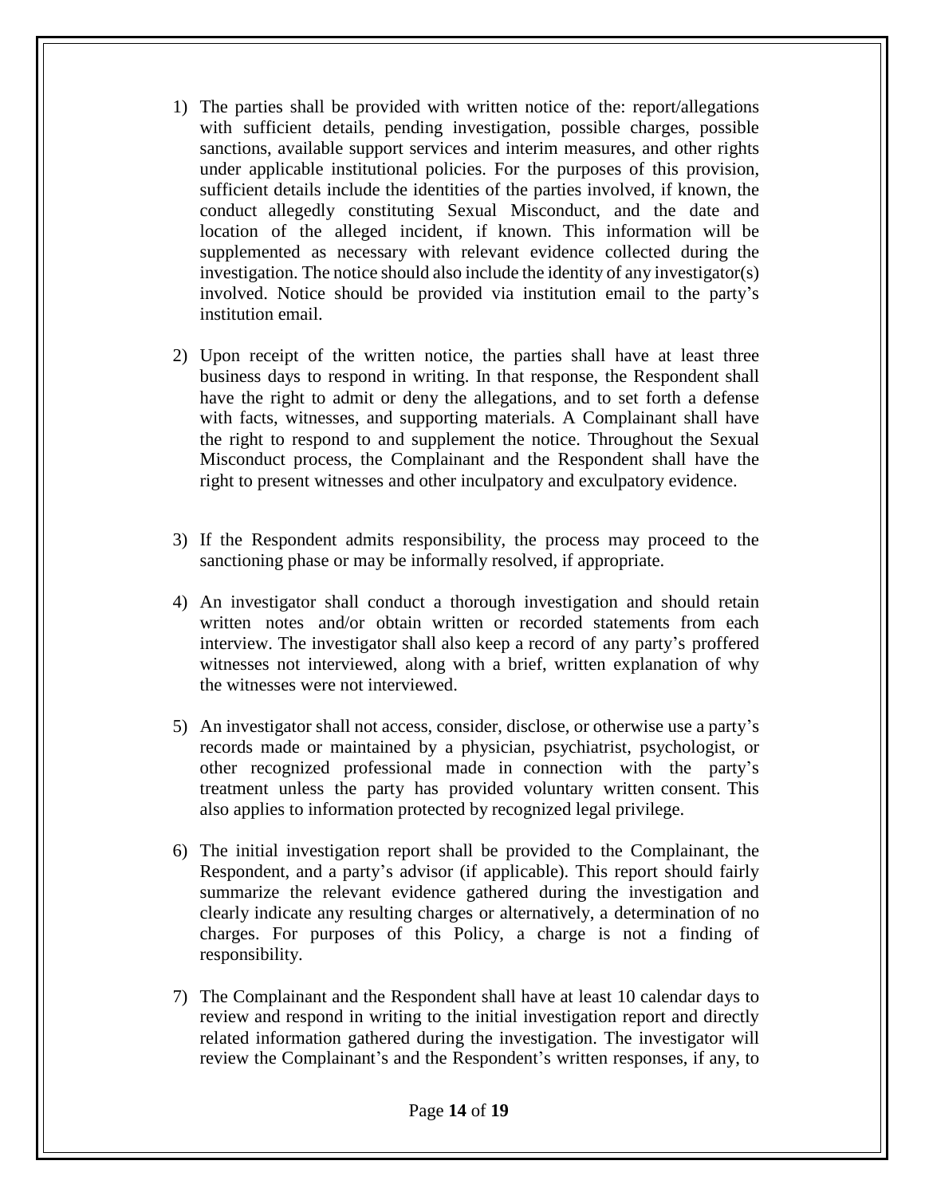1) The parties shall be provided with written notice of the: report/allegations with sufficient details, pending investigation, possible charges, possible sanctions, available support services and interim measures, and other rights under applicable institutional policies. For the purposes of this provision, sufficient details include the identities of the parties involved, if known, the conduct allegedly constituting Sexual Misconduct, and the date and location of the alleged incident, if known. This information will be supplemented as necessary with relevant evidence collected during the investigation. The notice should also include the identity of any investigator(s) involved. Notice should be provided via institution email to the party's institution email.

2) Upon receipt of the written notice, the parties shall have at least three business days to respond in writing. In that response, the Respondent shall have the right to admit or deny the allegations, and to set forth a defense with facts, witnesses, and supporting materials. A Complainant shall have the right to respond to and supplement the notice. Throughout the Sexual Misconduct process, the Complainant and the Respondent shall have the right to present witnesses and other inculpatory and exculpatory evidence.

3) If the Respondent admits responsibility, the process may proceed to the sanctioning phase or may be informally resolved, if appropriate.

4) An investigator shall conduct a thorough investigation and should retain written notes and/or obtain written or recorded statements from each interview. The investigator shall also keep a record of any party's proffered witnesses not interviewed, along with a brief, written explanation of why the witnesses were not interviewed.

5) An investigator shall not access, consider, disclose, or otherwise use a party's records made or maintained by a physician, psychiatrist, psychologist, or other recognized professional made in connection with the party's treatment unless the party has provided voluntary written consent. This also applies to information protected by recognized legal privilege.

6) The initial investigation report shall be provided to the Complainant, the Respondent, and a party's advisor (if applicable). This report should fairly summarize the relevant evidence gathered during the investigation and clearly indicate any resulting charges or alternatively, a determination of no charges. For purposes of this Policy, a charge is not a finding of responsibility.

7) The Complainant and the Respondent shall have at least 10 calendar days to review and respond in writing to the initial investigation report and directly related information gathered during the investigation. The investigator will review the Complainant's and the Respondent's written responses, if any, to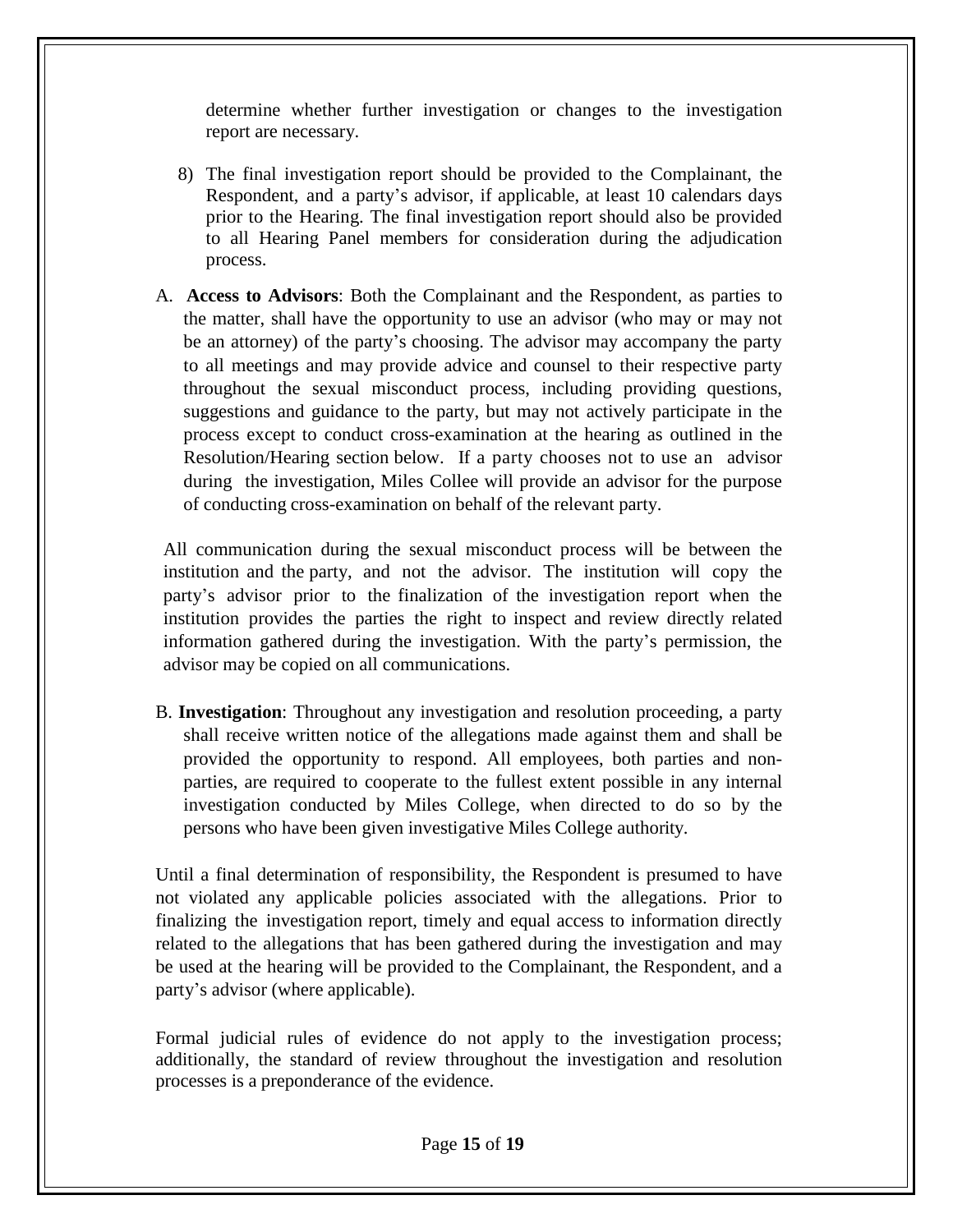determine whether further investigation or changes to the investigation report are necessary.

8) The final investigation report should be provided to the Complainant, the Respondent, and a party's advisor, if applicable, at least 10 calendars days prior to the Hearing. The final investigation report should also be provided to all Hearing Panel members for consideration during the adjudication process.

A. **Access to Advisors**: Both the Complainant and the Respondent, as parties to the matter, shall have the opportunity to use an advisor (who may or may not be an attorney) of the party's choosing. The advisor may accompany the party to all meetings and may provide advice and counsel to their respective party throughout the sexual misconduct process, including providing questions, suggestions and guidance to the party, but may not actively participate in the process except to conduct cross-examination at the hearing as outlined in the Resolution/Hearing section below. If a party chooses not to use an advisor during the investigation, Miles Collee will provide an advisor for the purpose of conducting cross-examination on behalf of the relevant party.

All communication during the sexual misconduct process will be between the institution and the party, and not the advisor. The institution will copy the party's advisor prior to the finalization of the investigation report when the institution provides the parties the right to inspect and review directly related information gathered during the investigation. With the party's permission, the advisor may be copied on all communications.

B. **Investigation**: Throughout any investigation and resolution proceeding, a party shall receive written notice of the allegations made against them and shall be provided the opportunity to respond. All employees, both parties and non-parties, are required to cooperate to the fullest extent possible in any internal investigation conducted by Miles College, when directed to do so by the persons who have been given investigative Miles College authority.

Until a final determination of responsibility, the Respondent is presumed to have not violated any applicable policies associated with the allegations. Prior to finalizing the investigation report, timely and equal access to information directly related to the allegations that has been gathered during the investigation and may be used at the hearing will be provided to the Complainant, the Respondent, and a party's advisor (where applicable).

Formal judicial rules of evidence do not apply to the investigation process; additionally, the standard of review throughout the investigation and resolution processes is a preponderance of the evidence.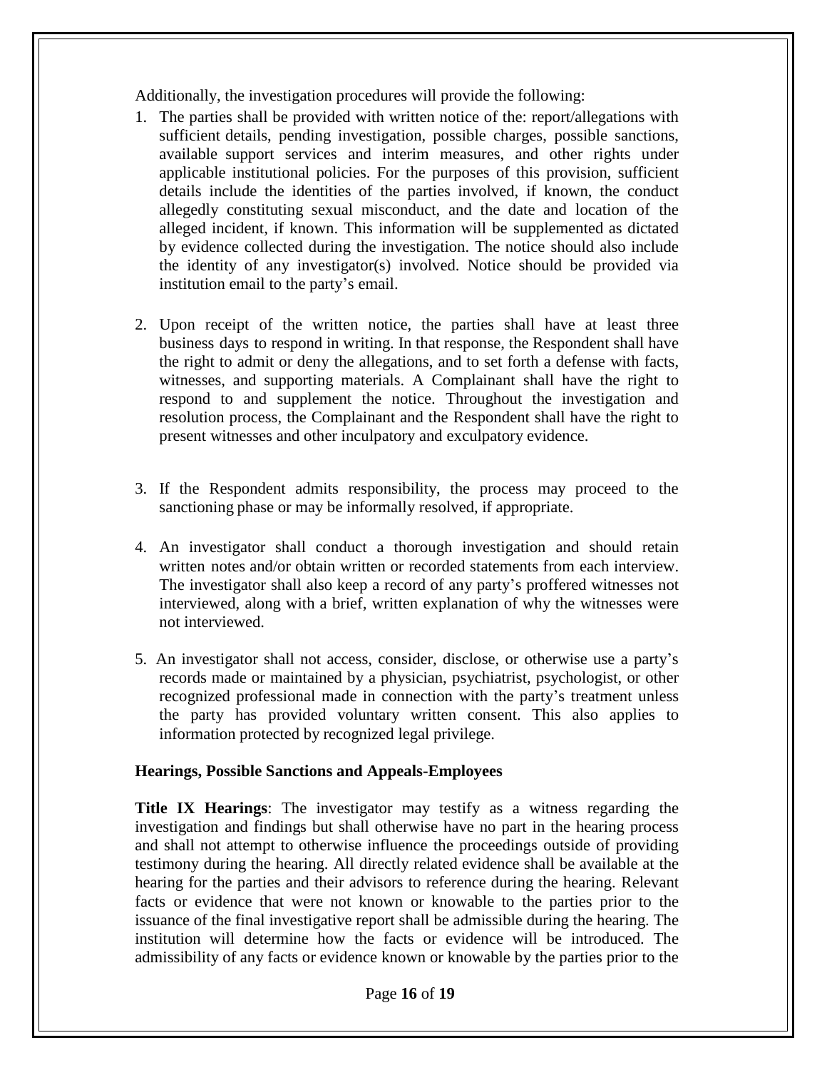Additionally, the investigation procedures will provide the following:

1. The parties shall be provided with written notice of the: report/allegations with sufficient details, pending investigation, possible charges, possible sanctions, available support services and interim measures, and other rights under applicable institutional policies. For the purposes of this provision, sufficient details include the identities of the parties involved, if known, the conduct allegedly constituting sexual misconduct, and the date and location of the alleged incident, if known. This information will be supplemented as dictated by evidence collected during the investigation. The notice should also include the identity of any investigator(s) involved. Notice should be provided via institution email to the party's email.

2. Upon receipt of the written notice, the parties shall have at least three business days to respond in writing. In that response, the Respondent shall have the right to admit or deny the allegations, and to set forth a defense with facts, witnesses, and supporting materials. A Complainant shall have the right to respond to and supplement the notice. Throughout the investigation and resolution process, the Complainant and the Respondent shall have the right to present witnesses and other inculpatory and exculpatory evidence.

3. If the Respondent admits responsibility, the process may proceed to the sanctioning phase or may be informally resolved, if appropriate.

4. An investigator shall conduct a thorough investigation and should retain written notes and/or obtain written or recorded statements from each interview. The investigator shall also keep a record of any party's proffered witnesses not interviewed, along with a brief, written explanation of why the witnesses were not interviewed.

5. An investigator shall not access, consider, disclose, or otherwise use a party's records made or maintained by a physician, psychiatrist, psychologist, or other recognized professional made in connection with the party's treatment unless the party has provided voluntary written consent. This also applies to information protected by recognized legal privilege.

**Hearings, Possible Sanctions and Appeals-Employees**

**Title IX Hearings**: The investigator may testify as a witness regarding the investigation and findings but shall otherwise have no part in the hearing process and shall not attempt to otherwise influence the proceedings outside of providing testimony during the hearing. All directly related evidence shall be available at the hearing for the parties and their advisors to reference during the hearing. Relevant facts or evidence that were not known or knowable to the parties prior to the issuance of the final investigative report shall be admissible during the hearing. The institution will determine how the facts or evidence will be introduced. The admissibility of any facts or evidence known or knowable by the parties prior to the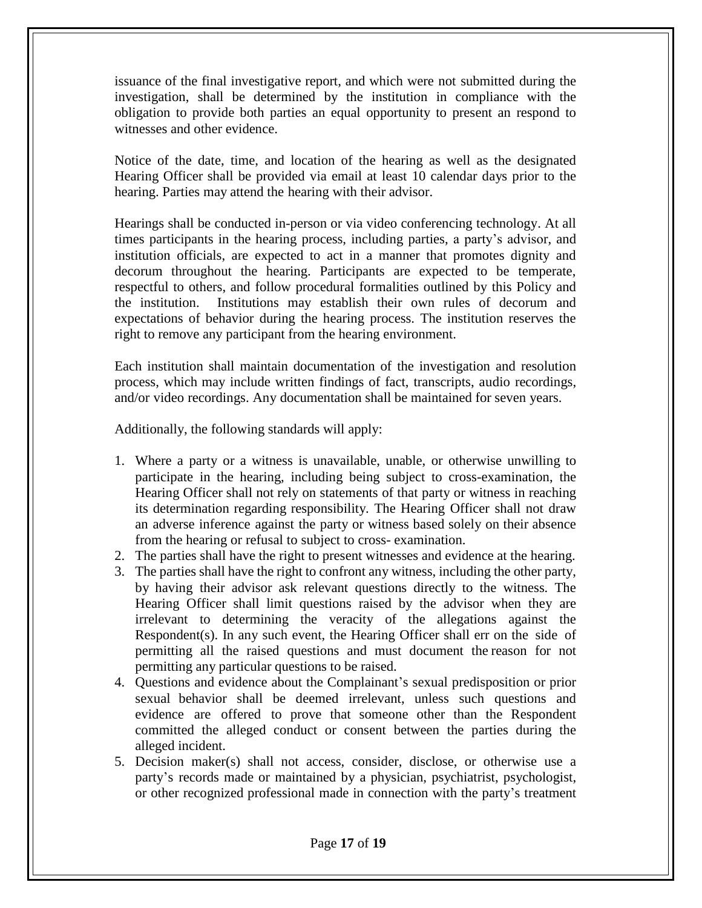issuance of the final investigative report, and which were not submitted during the investigation, shall be determined by the institution in compliance with the obligation to provide both parties an equal opportunity to present an respond to witnesses and other evidence.

Notice of the date, time, and location of the hearing as well as the designated Hearing Officer shall be provided via email at least 10 calendar days prior to the hearing. Parties may attend the hearing with their advisor.

Hearings shall be conducted in-person or via video conferencing technology. At all times participants in the hearing process, including parties, a party's advisor, and institution officials, are expected to act in a manner that promotes dignity and decorum throughout the hearing. Participants are expected to be temperate, respectful to others, and follow procedural formalities outlined by this Policy and the institution. Institutions may establish their own rules of decorum and expectations of behavior during the hearing process. The institution reserves the right to remove any participant from the hearing environment.

Each institution shall maintain documentation of the investigation and resolution process, which may include written findings of fact, transcripts, audio recordings, and/or video recordings. Any documentation shall be maintained for seven years.

Additionally, the following standards will apply:

1. Where a party or a witness is unavailable, unable, or otherwise unwilling to participate in the hearing, including being subject to cross-examination, the Hearing Officer shall not rely on statements of that party or witness in reaching its determination regarding responsibility. The Hearing Officer shall not draw an adverse inference against the party or witness based solely on their absence from the hearing or refusal to subject to cross- examination.
2. The parties shall have the right to present witnesses and evidence at the hearing.
3. The parties shall have the right to confront any witness, including the other party, by having their advisor ask relevant questions directly to the witness. The Hearing Officer shall limit questions raised by the advisor when they are irrelevant to determining the veracity of the allegations against the Respondent(s). In any such event, the Hearing Officer shall err on the side of permitting all the raised questions and must document the reason for not permitting any particular questions to be raised.
4. Questions and evidence about the Complainant's sexual predisposition or prior sexual behavior shall be deemed irrelevant, unless such questions and evidence are offered to prove that someone other than the Respondent committed the alleged conduct or consent between the parties during the alleged incident.
5. Decision maker(s) shall not access, consider, disclose, or otherwise use a party's records made or maintained by a physician, psychiatrist, psychologist, or other recognized professional made in connection with the party's treatment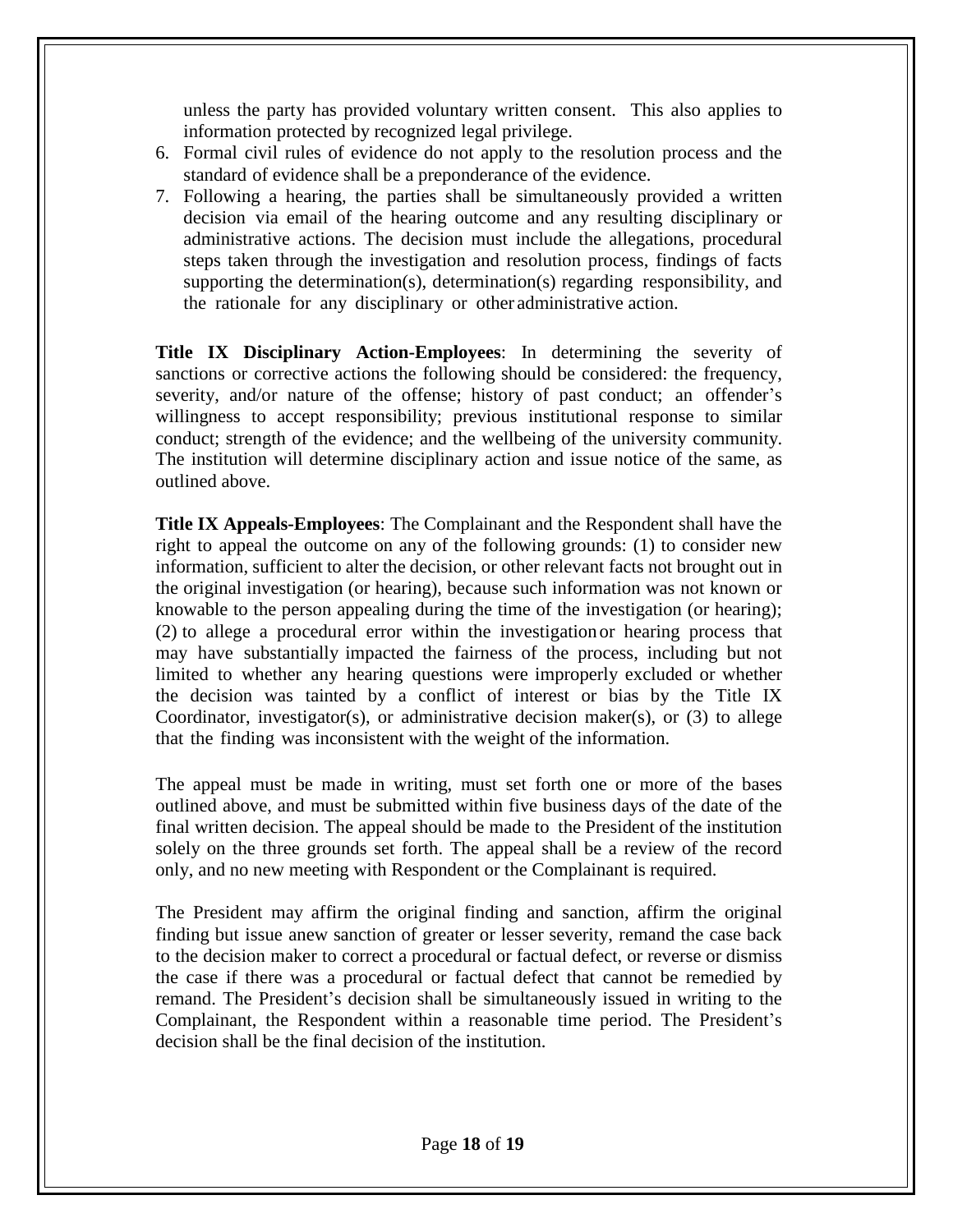unless the party has provided voluntary written consent. This also applies to information protected by recognized legal privilege.

6. Formal civil rules of evidence do not apply to the resolution process and the standard of evidence shall be a preponderance of the evidence.
7. Following a hearing, the parties shall be simultaneously provided a written decision via email of the hearing outcome and any resulting disciplinary or administrative actions. The decision must include the allegations, procedural steps taken through the investigation and resolution process, findings of facts supporting the determination(s), determination(s) regarding responsibility, and the rationale for any disciplinary or other administrative action.

**Title IX Disciplinary Action-Employees**: In determining the severity of sanctions or corrective actions the following should be considered: the frequency, severity, and/or nature of the offense; history of past conduct; an offender's willingness to accept responsibility; previous institutional response to similar conduct; strength of the evidence; and the wellbeing of the university community. The institution will determine disciplinary action and issue notice of the same, as outlined above.

**Title IX Appeals-Employees**: The Complainant and the Respondent shall have the right to appeal the outcome on any of the following grounds: (1) to consider new information, sufficient to alter the decision, or other relevant facts not brought out in the original investigation (or hearing), because such information was not known or knowable to the person appealing during the time of the investigation (or hearing); (2) to allege a procedural error within the investigation or hearing process that may have substantially impacted the fairness of the process, including but not limited to whether any hearing questions were improperly excluded or whether the decision was tainted by a conflict of interest or bias by the Title IX Coordinator, investigator(s), or administrative decision maker(s), or (3) to allege that the finding was inconsistent with the weight of the information.

The appeal must be made in writing, must set forth one or more of the bases outlined above, and must be submitted within five business days of the date of the final written decision. The appeal should be made to the President of the institution solely on the three grounds set forth. The appeal shall be a review of the record only, and no new meeting with Respondent or the Complainant is required.

The President may affirm the original finding and sanction, affirm the original finding but issue anew sanction of greater or lesser severity, remand the case back to the decision maker to correct a procedural or factual defect, or reverse or dismiss the case if there was a procedural or factual defect that cannot be remedied by remand. The President's decision shall be simultaneously issued in writing to the Complainant, the Respondent within a reasonable time period. The President's decision shall be the final decision of the institution.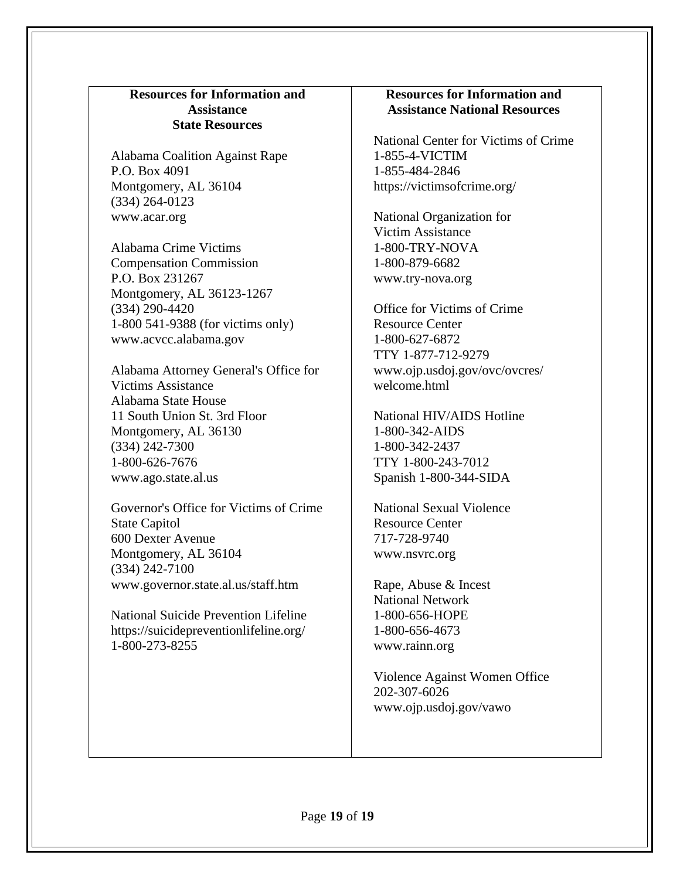**Resources for Information and Assistance**
**State Resources**

Alabama Coalition Against Rape
P.O. Box 4091
Montgomery, AL 36104
(334) 264-0123
www.acar.org

Alabama Crime Victims Compensation Commission
P.O. Box 231267
Montgomery, AL 36123-1267
(334) 290-4420
1-800 541-9388 (for victims only)
www.acvcc.alabama.gov

Alabama Attorney General's Office for Victims Assistance
Alabama State House
11 South Union St. 3rd Floor
Montgomery, AL 36130
(334) 242-7300
1-800-626-7676
www.ago.state.al.us

Governor's Office for Victims of Crime
State Capitol
600 Dexter Avenue
Montgomery, AL 36104
(334) 242-7100
www.governor.state.al.us/staff.htm

National Suicide Prevention Lifeline
https://suicidepreventionlifeline.org/
1-800-273-8255

**Resources for Information and Assistance National Resources**

National Center for Victims of Crime
1-855-4-VICTIM
1-855-484-2846
https://victimsofcrime.org/

National Organization for Victim Assistance
1-800-TRY-NOVA
1-800-879-6682
www.try-nova.org

Office for Victims of Crime Resource Center
1-800-627-6872
TTY 1-877-712-9279
www.ojp.usdoj.gov/ovc/ovcres/welcome.html

National HIV/AIDS Hotline
1-800-342-AIDS
1-800-342-2437
TTY 1-800-243-7012
Spanish 1-800-344-SIDA

National Sexual Violence Resource Center
717-728-9740
www.nsvrc.org

Rape, Abuse & Incest National Network
1-800-656-HOPE
1-800-656-4673
www.rainn.org

Violence Against Women Office
202-307-6026
www.ojp.usdoj.gov/vawo